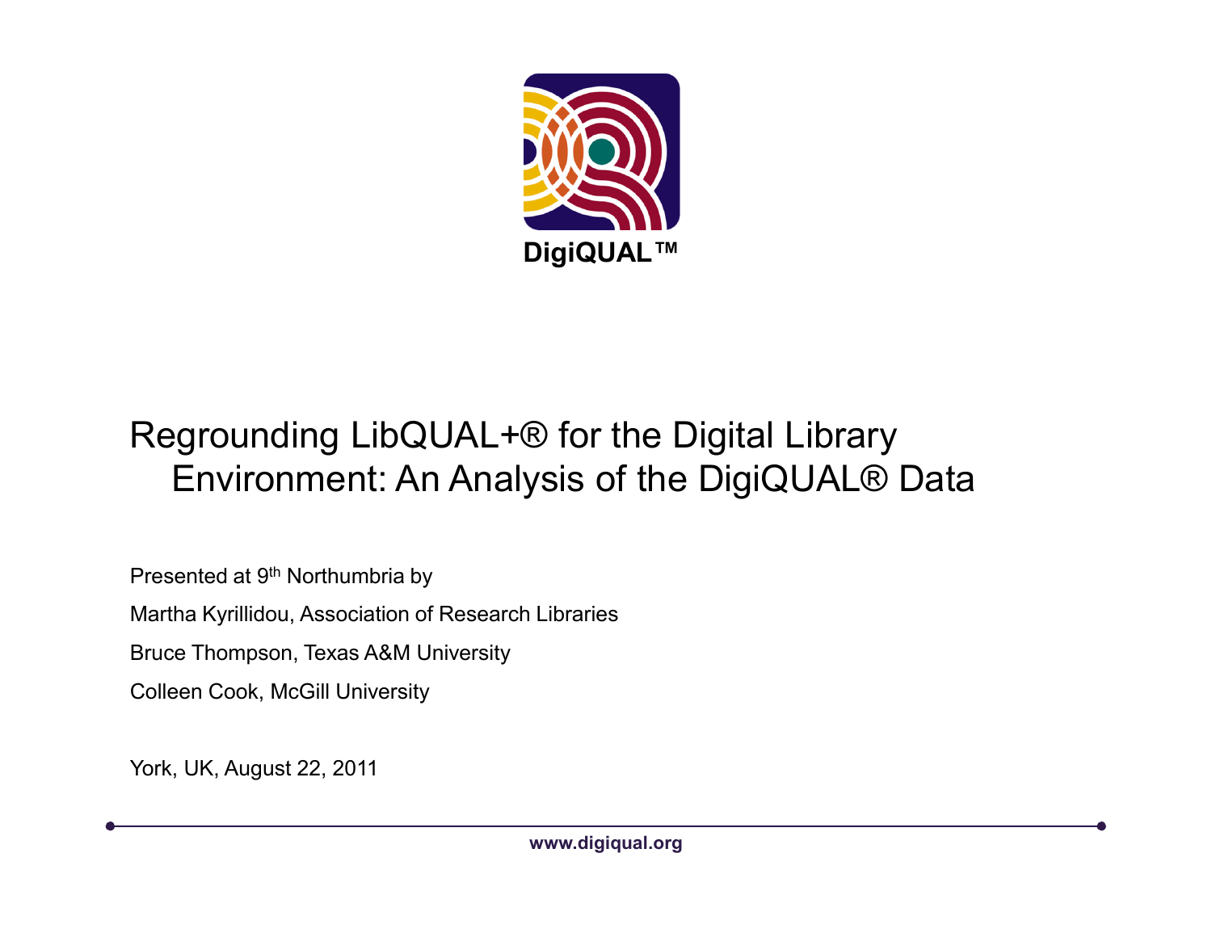DigiQUAL™

# Regrounding LibQUAL+® for the Digital Library Environment: An Analysis of the DigiQUAL® Data

Presented at 9th Northumbria by

Martha Kyrillidou, Association of Research Libraries

Bruce Thompson, Texas A&M University

Colleen Cook, McGill University

York, UK, August 22, 2011

www.digiqual.org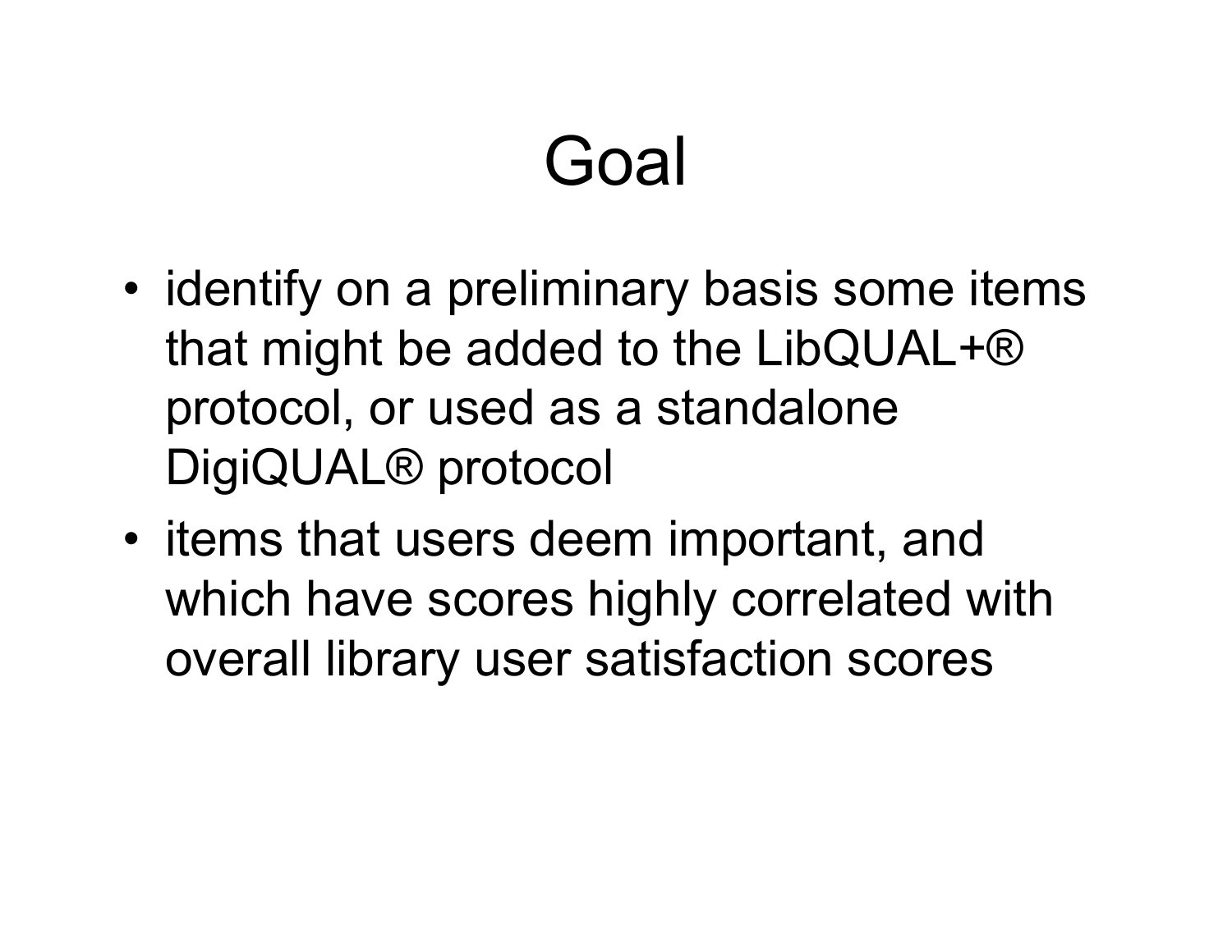# Goal

- identify on a preliminary basis some items that might be added to the LibQUAL+® protocol, or used as a standalone DigiQUAL® protocol
- items that users deem important, and which have scores highly correlated with overall library user satisfaction scores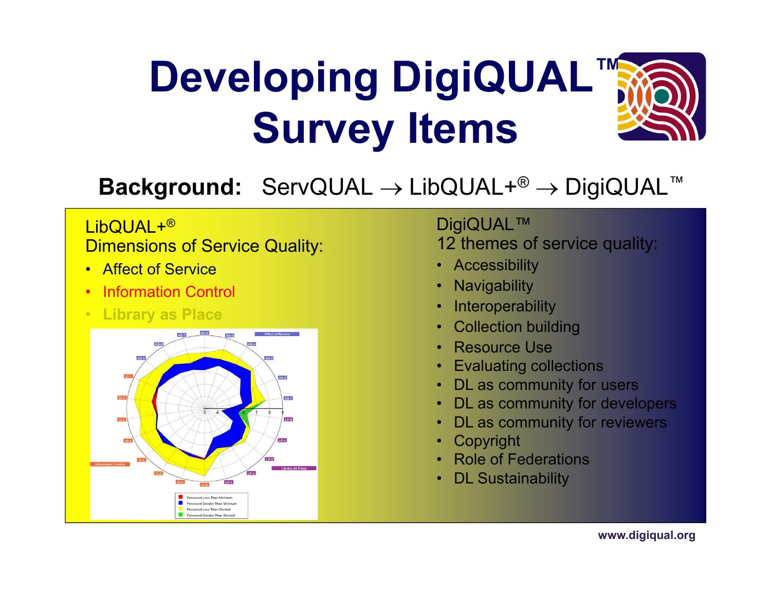# Developing DigiQUAL™ Survey Items

**Background:** ServQUAL → LibQUAL+® → DigiQUAL™

LibQUAL+®
Dimensions of Service Quality:

- Affect of Service
- Information Control
- Library as Place

DigiQUAL™
12 themes of service quality:

- Accessibility
- Navigability
- Interoperability
- Collection building
- Resource Use
- Evaluating collections
- DL as community for users
- DL as community for developers
- DL as community for reviewers
- Copyright
- Role of Federations
- DL Sustainability

www.digiqual.org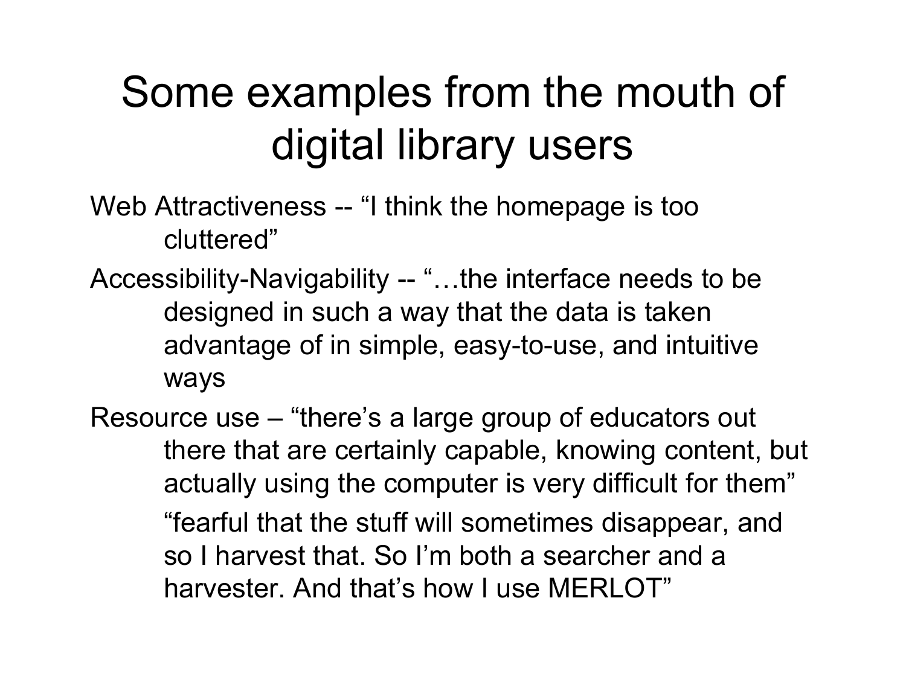# Some examples from the mouth of digital library users

Web Attractiveness -- “I think the homepage is too cluttered”

Accessibility-Navigability -- “…the interface needs to be designed in such a way that the data is taken advantage of in simple, easy-to-use, and intuitive ways

Resource use – “there’s a large group of educators out there that are certainly capable, knowing content, but actually using the computer is very difficult for them”

“fearful that the stuff will sometimes disappear, and so I harvest that. So I’m both a searcher and a harvester. And that’s how I use MERLOT”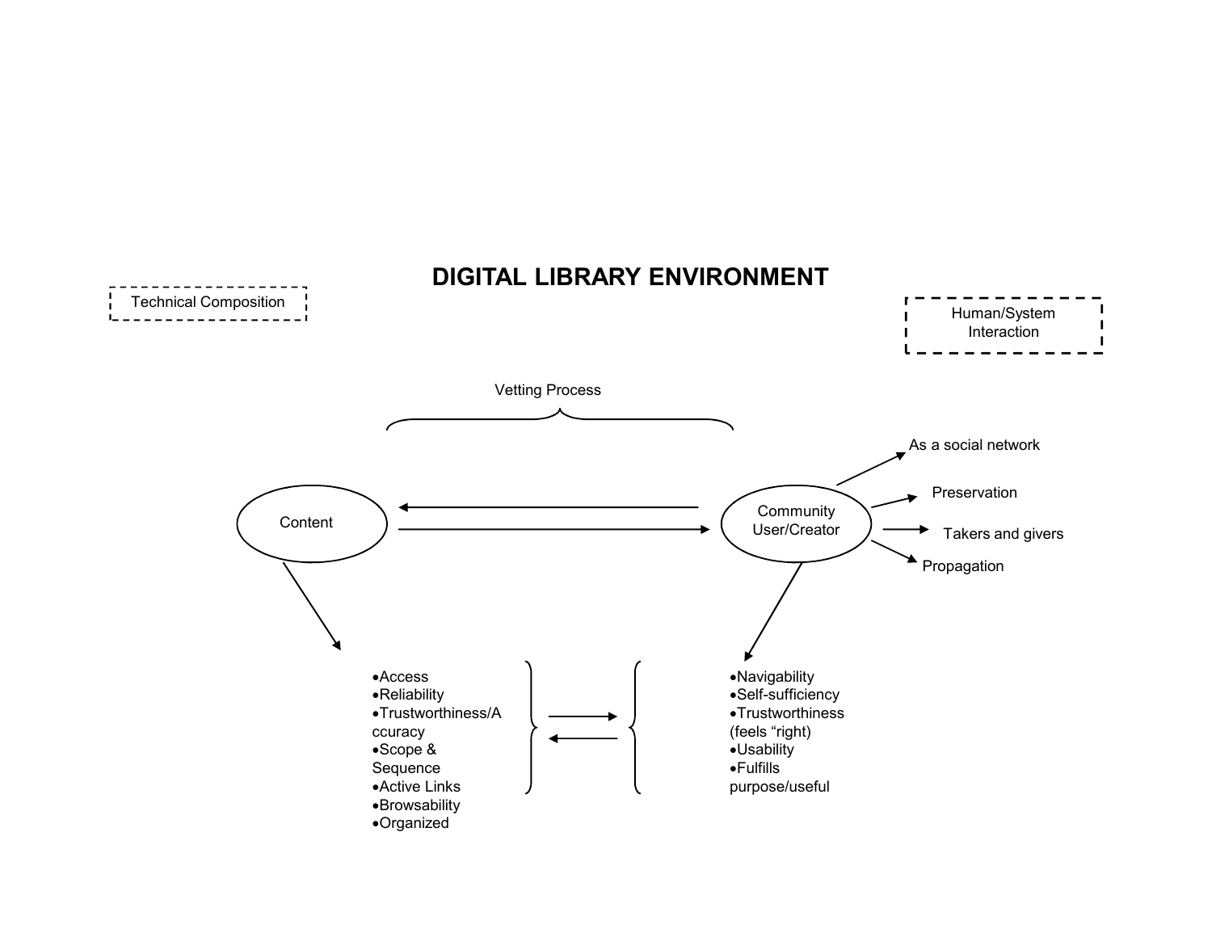# DIGITAL LIBRARY ENVIRONMENT

Technical Composition

Human/System Interaction

Vetting Process

Content

Community User/Creator

- As a social network
- Preservation
- Takers and givers
- Propagation

- Access
- Reliability
- Trustworthiness/Accuracy
- Scope & Sequence
- Active Links
- Browsability
- Organized

- Navigability
- Self-sufficiency
- Trustworthiness (feels "right)
- Usability
- Fulfills purpose/useful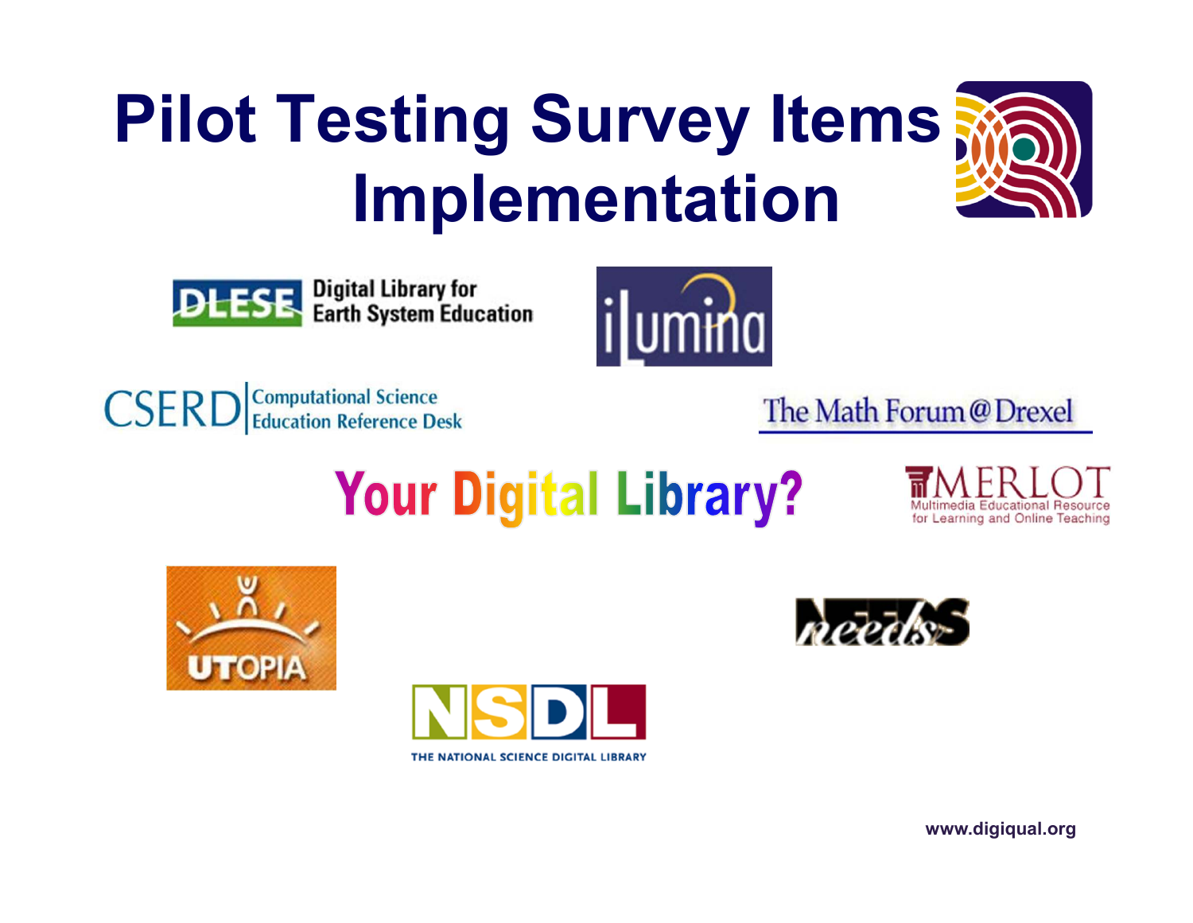# Pilot Testing Survey Items Implementation

DLESE Digital Library for Earth System Education

ilumina

CSERD Computational Science Education Reference Desk

The Math Forum @ Drexel

Your Digital Library?

MERLOT Multimedia Educational Resource for Learning and Online Teaching

UTOPIA

NEEDS

NSDL THE NATIONAL SCIENCE DIGITAL LIBRARY

www.digiqual.org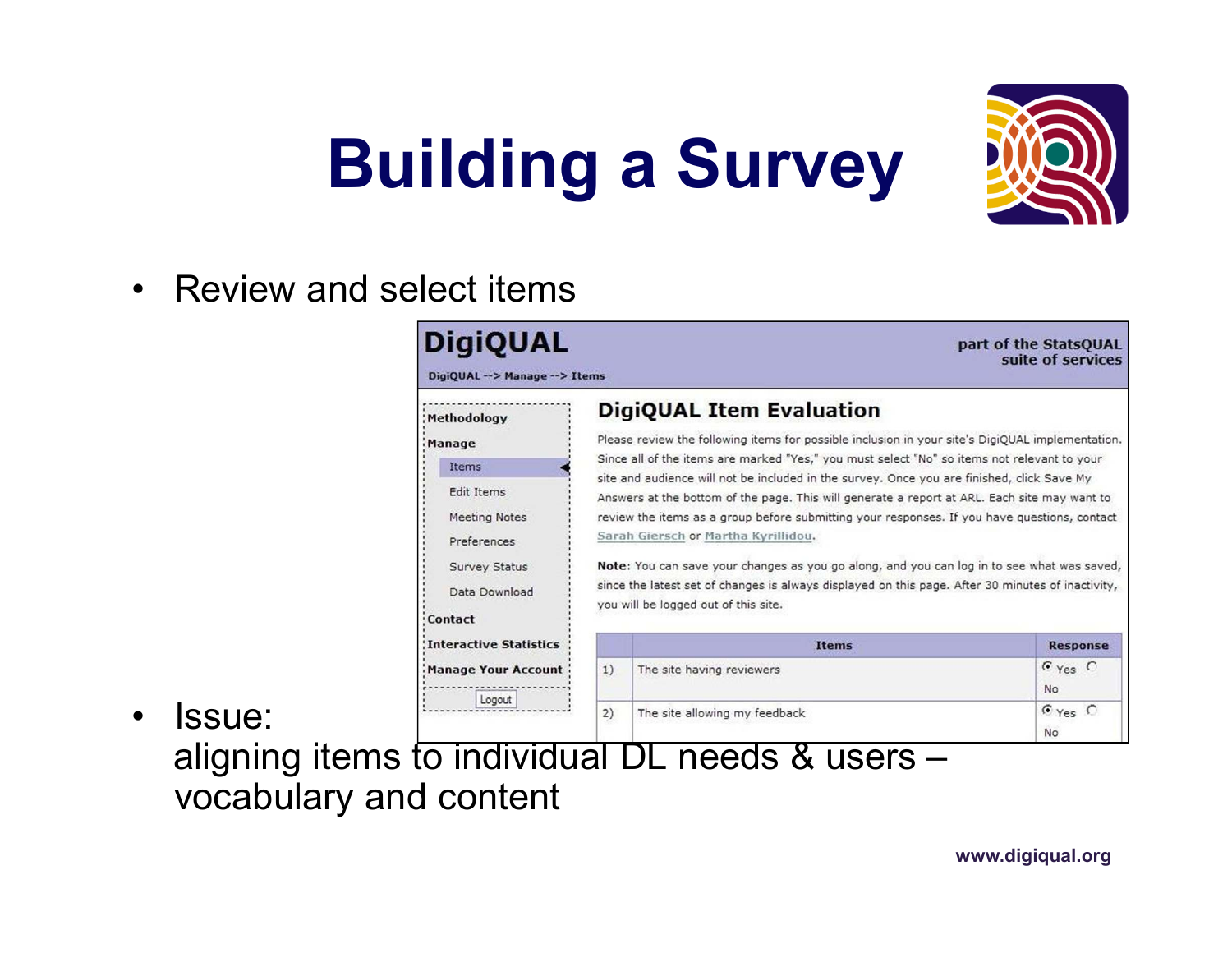# Building a Survey

- Review and select items

DigiQUAL

part of the StatsQUAL suite of services

DigiQUAL --> Manage --> Items

- Methodology
- Manage
  - Items
  - Edit Items
  - Meeting Notes
  - Preferences
  - Survey Status
  - Data Download
- Contact
- Interactive Statistics
- Manage Your Account

Logout

## DigiQUAL Item Evaluation

Please review the following items for possible inclusion in your site's DigiQUAL implementation. Since all of the items are marked "Yes," you must select "No" so items not relevant to your site and audience will not be included in the survey. Once you are finished, click Save My Answers at the bottom of the page. This will generate a report at ARL. Each site may want to review the items as a group before submitting your responses. If you have questions, contact Sarah Giersch or Martha Kyrillidou.

**Note:** You can save your changes as you go along, and you can log in to see what was saved, since the latest set of changes is always displayed on this page. After 30 minutes of inactivity, you will be logged out of this site.

| | Items | Response |
|---|---|---|
| 1) | The site having reviewers | Yes No |
| 2) | The site allowing my feedback | Yes No |

- Issue:
  aligning items to individual DL needs & users – vocabulary and content

www.digiqual.org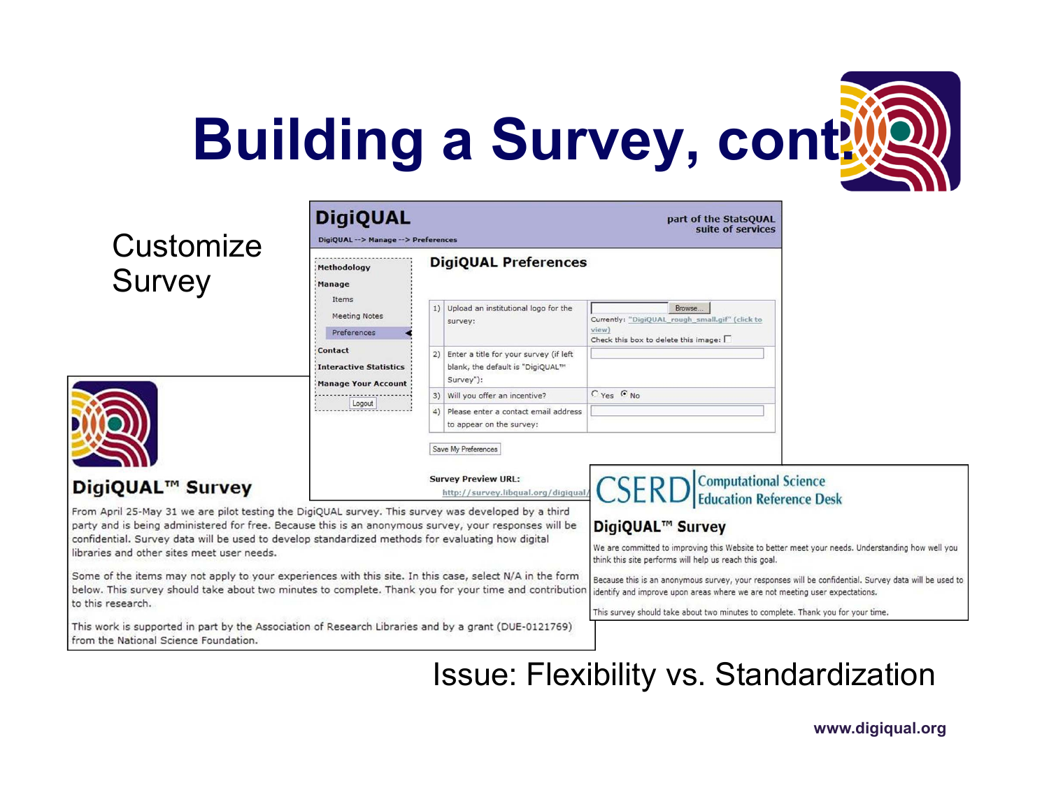# Building a Survey, cont.

Customize Survey

**DigiQUAL**

part of the StatsQUAL suite of services

DigiQUAL --> Manage --> Preferences

- Methodology
- Manage
  - Items
  - Meeting Notes
  - Preferences
- Contact
- Interactive Statistics
- Manage Your Account

Logout

## DigiQUAL Preferences

| | | |
|---|---|---|
| 1) | Upload an institutional logo for the survey: | Browse... Currently: "DigiQUAL_rough_small.gif" (click to view) Check this box to delete this image: ☐ |
| 2) | Enter a title for your survey (if left blank, the default is "DigiQUAL™ Survey"): | |
| 3) | Will you offer an incentive? | ○ Yes ● No |
| 4) | Please enter a contact email address to appear on the survey: | |

Save My Preferences

Survey Preview URL:
http://survey.libqual.org/digiqual/

## DigiQUAL™ Survey

From April 25-May 31 we are pilot testing the DigiQUAL survey. This survey was developed by a third party and is being administered for free. Because this is an anonymous survey, your responses will be confidential. Survey data will be used to develop standardized methods for evaluating how digital libraries and other sites meet user needs.

Some of the items may not apply to your experiences with this site. In this case, select N/A in the form below. This survey should take about two minutes to complete. Thank you for your time and contribution to this research.

This work is supported in part by the Association of Research Libraries and by a grant (DUE-0121769) from the National Science Foundation.

CSERD | Computational Science Education Reference Desk

## DigiQUAL™ Survey

We are committed to improving this Website to better meet your needs. Understanding how well you think this site performs will help us reach this goal.

Because this is an anonymous survey, your responses will be confidential. Survey data will be used to identify and improve upon areas where we are not meeting user expectations.

This survey should take about two minutes to complete. Thank you for your time.

Issue: Flexibility vs. Standardization

www.digiqual.org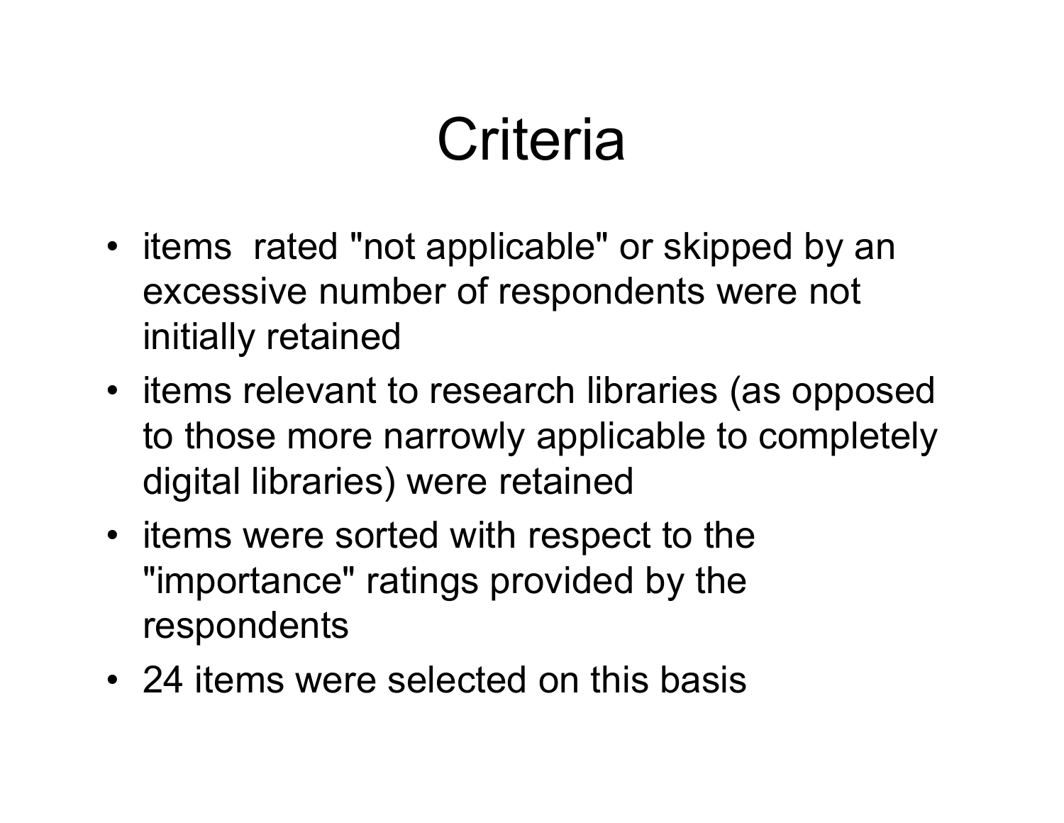# Criteria

- items  rated "not applicable" or skipped by an excessive number of respondents were not initially retained
- items relevant to research libraries (as opposed to those more narrowly applicable to completely digital libraries) were retained
- items were sorted with respect to the "importance" ratings provided by the respondents
- 24 items were selected on this basis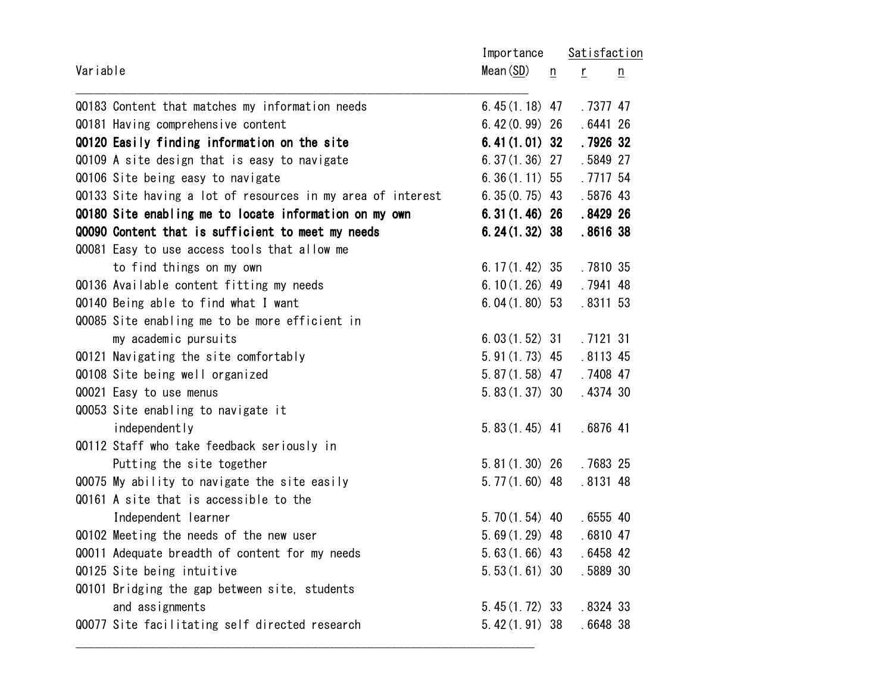| Variable | Importance Mean (SD) | n | Satisfaction r | n |
|---|---|---|---|---|
| Q0183 Content that matches my information needs | 6.45(1.18) | 47 | .7377 | 47 |
| Q0181 Having comprehensive content | 6.42(0.99) | 26 | .6441 | 26 |
| **Q0120 Easily finding information on the site** | **6.41(1.01)** | **32** | **.7926** | **32** |
| Q0109 A site design that is easy to navigate | 6.37(1.36) | 27 | .5849 | 27 |
| Q0106 Site being easy to navigate | 6.36(1.11) | 55 | .7717 | 54 |
| Q0133 Site having a lot of resources in my area of interest | 6.35(0.75) | 43 | .5876 | 43 |
| **Q0180 Site enabling me to locate information on my own** | **6.31(1.46)** | **26** | **.8429** | **26** |
| **Q0090 Content that is sufficient to meet my needs** | **6.24(1.32)** | **38** | **.8616** | **38** |
| Q0081 Easy to use access tools that allow me to find things on my own | 6.17(1.42) | 35 | .7810 | 35 |
| Q0136 Available content fitting my needs | 6.10(1.26) | 49 | .7941 | 48 |
| Q0140 Being able to find what I want | 6.04(1.80) | 53 | .8311 | 53 |
| Q0085 Site enabling me to be more efficient in my academic pursuits | 6.03(1.52) | 31 | .7121 | 31 |
| Q0121 Navigating the site comfortably | 5.91(1.73) | 45 | .8113 | 45 |
| Q0108 Site being well organized | 5.87(1.58) | 47 | .7408 | 47 |
| Q0021 Easy to use menus | 5.83(1.37) | 30 | .4374 | 30 |
| Q0053 Site enabling to navigate it independently | 5.83(1.45) | 41 | .6876 | 41 |
| Q0112 Staff who take feedback seriously in Putting the site together | 5.81(1.30) | 26 | .7683 | 25 |
| Q0075 My ability to navigate the site easily | 5.77(1.60) | 48 | .8131 | 48 |
| Q0161 A site that is accessible to the Independent learner | 5.70(1.54) | 40 | .6555 | 40 |
| Q0102 Meeting the needs of the new user | 5.69(1.29) | 48 | .6810 | 47 |
| Q0011 Adequate breadth of content for my needs | 5.63(1.66) | 43 | .6458 | 42 |
| Q0125 Site being intuitive | 5.53(1.61) | 30 | .5889 | 30 |
| Q0101 Bridging the gap between site, students and assignments | 5.45(1.72) | 33 | .8324 | 33 |
| Q0077 Site facilitating self directed research | 5.42(1.91) | 38 | .6648 | 38 |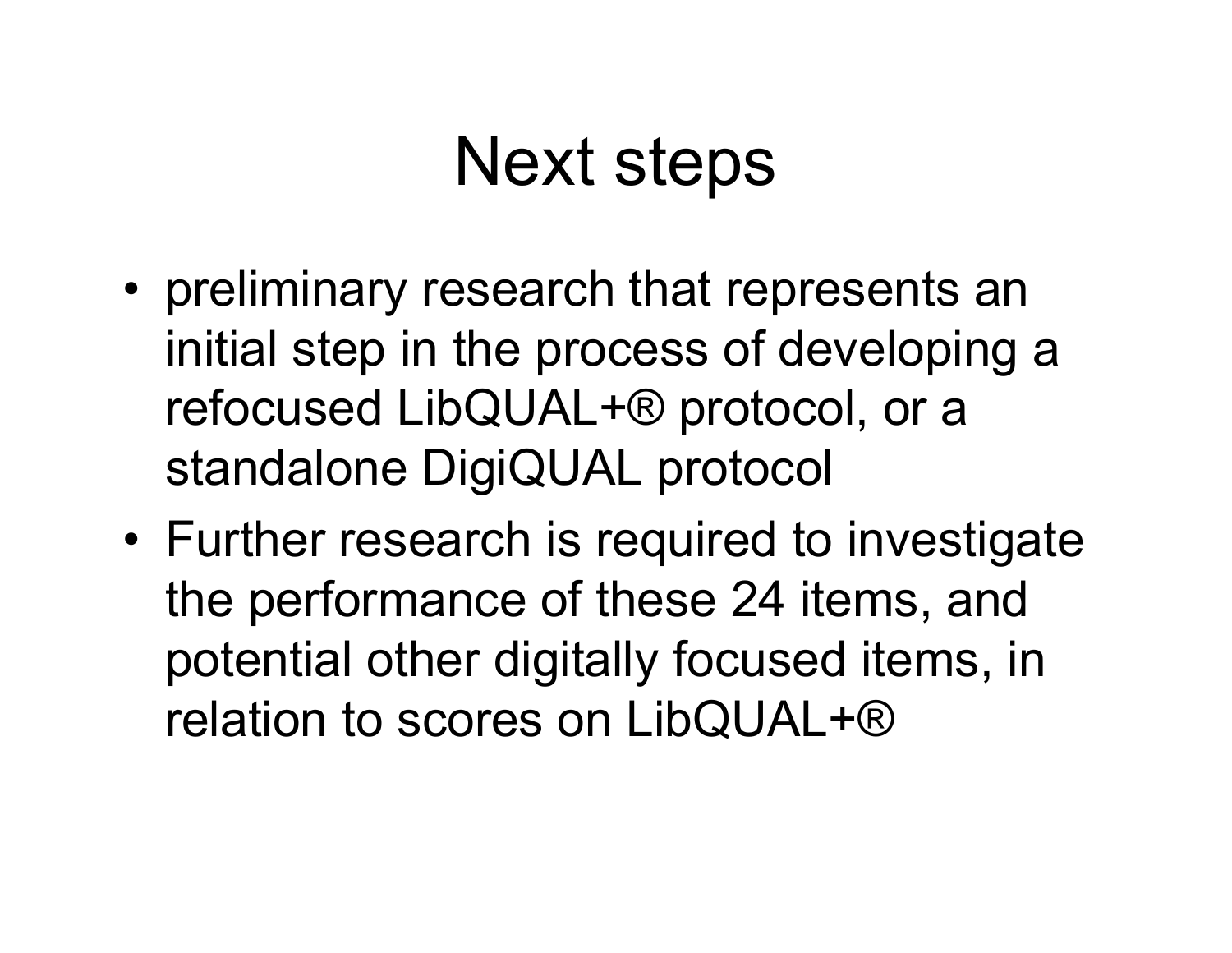# Next steps

- preliminary research that represents an initial step in the process of developing a refocused LibQUAL+® protocol, or a standalone DigiQUAL protocol
- Further research is required to investigate the performance of these 24 items, and potential other digitally focused items, in relation to scores on LibQUAL+®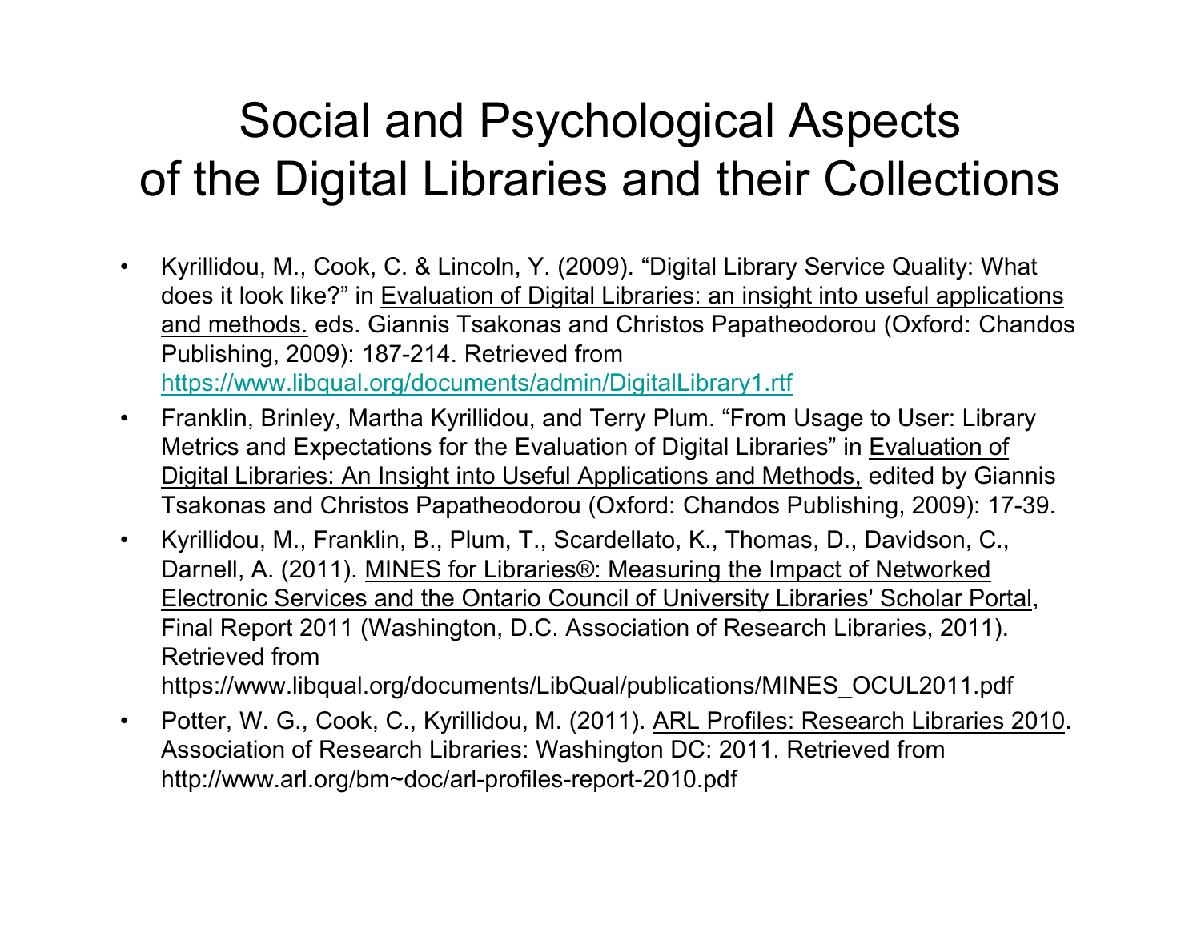# Social and Psychological Aspects of the Digital Libraries and their Collections

- Kyrillidou, M., Cook, C. & Lincoln, Y. (2009). "Digital Library Service Quality: What does it look like?" in Evaluation of Digital Libraries: an insight into useful applications and methods. eds. Giannis Tsakonas and Christos Papatheodorou (Oxford: Chandos Publishing, 2009): 187-214. Retrieved from https://www.libqual.org/documents/admin/DigitalLibrary1.rtf
- Franklin, Brinley, Martha Kyrillidou, and Terry Plum. "From Usage to User: Library Metrics and Expectations for the Evaluation of Digital Libraries" in Evaluation of Digital Libraries: An Insight into Useful Applications and Methods, edited by Giannis Tsakonas and Christos Papatheodorou (Oxford: Chandos Publishing, 2009): 17-39.
- Kyrillidou, M., Franklin, B., Plum, T., Scardellato, K., Thomas, D., Davidson, C., Darnell, A. (2011). MINES for Libraries®: Measuring the Impact of Networked Electronic Services and the Ontario Council of University Libraries' Scholar Portal, Final Report 2011 (Washington, D.C. Association of Research Libraries, 2011). Retrieved from https://www.libqual.org/documents/LibQual/publications/MINES_OCUL2011.pdf
- Potter, W. G., Cook, C., Kyrillidou, M. (2011). ARL Profiles: Research Libraries 2010. Association of Research Libraries: Washington DC: 2011. Retrieved from http://www.arl.org/bm~doc/arl-profiles-report-2010.pdf